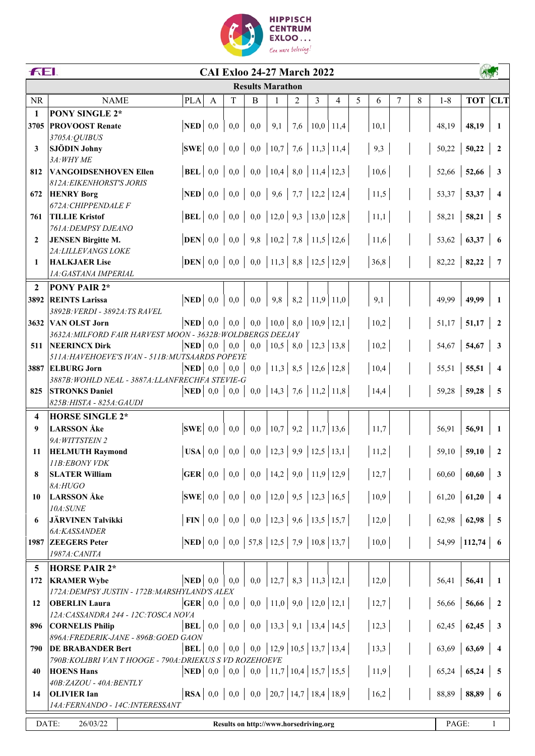# CAI Exloo 24-27 March 2022

## Results Marathon

| NR | NAME | PLA | A | T | B | 1 | 2 | 3 | 4 | 5 | 6 | 7 | 8 | 1-8 | TOT | CLT |
|---|---|---|---|---|---|---|---|---|---|---|---|---|---|---|---|---|
| **1** | **PONY SINGLE 2*** | | | | | | | | | | | | | | | |
| **3705** | **PROVOOST Renate** *3705A:QUIBUS* | **NED** | 0,0 | 0,0 | 0,0 | 9,1 | 7,6 | 10,0 | 11,4 | | 10,1 | | | 48,19 | **48,19** | **1** |
| **3** | **SJÖDIN Johny** *3A:WHY ME* | **SWE** | 0,0 | 0,0 | 0,0 | 10,7 | 7,6 | 11,3 | 11,4 | | 9,3 | | | 50,22 | **50,22** | **2** |
| **812** | **VANGOIDSENHOVEN Ellen** *812A:EIKENHORST'S JORIS* | **BEL** | 0,0 | 0,0 | 0,0 | 10,4 | 8,0 | 11,4 | 12,3 | | 10,6 | | | 52,66 | **52,66** | **3** |
| **672** | **HENRY Borg** *672A:CHIPPENDALE F* | **NED** | 0,0 | 0,0 | 0,0 | 9,6 | 7,7 | 12,2 | 12,4 | | 11,5 | | | 53,37 | **53,37** | **4** |
| **761** | **TILLIE Kristof** *761A:DEMPSY DJEANO* | **BEL** | 0,0 | 0,0 | 0,0 | 12,0 | 9,3 | 13,0 | 12,8 | | 11,1 | | | 58,21 | **58,21** | **5** |
| **2** | **JENSEN Birgitte M.** *2A:LILLEVANGS LOKE* | **DEN** | 0,0 | 0,0 | 9,8 | 10,2 | 7,8 | 11,5 | 12,6 | | 11,6 | | | 53,62 | **63,37** | **6** |
| **1** | **HALKJAER Lise** *1A:GASTANA IMPERIAL* | **DEN** | 0,0 | 0,0 | 0,0 | 11,3 | 8,8 | 12,5 | 12,9 | | 36,8 | | | 82,22 | **82,22** | **7** |
| **2** | **PONY PAIR 2*** | | | | | | | | | | | | | | | |
| **3892** | **REINTS Larissa** *3892B:VERDI - 3892A:TS RAVEL* | **NED** | 0,0 | 0,0 | 0,0 | 9,8 | 8,2 | 11,9 | 11,0 | | 9,1 | | | 49,99 | **49,99** | **1** |
| **3632** | **VAN OLST Jorn** *3632A:MILFORD FAIR HARVEST MOON - 3632B:WOLDBERGS DEEJAY* | **NED** | 0,0 | 0,0 | 0,0 | 10,0 | 8,0 | 10,9 | 12,1 | | 10,2 | | | 51,17 | **51,17** | **2** |
| **511** | **NEERINCX Dirk** *511A:HAVEHOEVE'S IVAN - 511B:MUTSAARDS POPEYE* | **NED** | 0,0 | 0,0 | 0,0 | 10,5 | 8,0 | 12,3 | 13,8 | | 10,2 | | | 54,67 | **54,67** | **3** |
| **3887** | **ELBURG Jorn** *3887B:WOHLD NEAL - 3887A:LLANFRECHFA STEVIE-G* | **NED** | 0,0 | 0,0 | 0,0 | 11,3 | 8,5 | 12,6 | 12,8 | | 10,4 | | | 55,51 | **55,51** | **4** |
| **825** | **STRONKS Daniel** *825B:HISTA - 825A:GAUDI* | **NED** | 0,0 | 0,0 | 0,0 | 14,3 | 7,6 | 11,2 | 11,8 | | 14,4 | | | 59,28 | **59,28** | **5** |
| **4** | **HORSE SINGLE 2*** | | | | | | | | | | | | | | | |
| **9** | **LARSSON Åke** *9A:WITTSTEIN 2* | **SWE** | 0,0 | 0,0 | 0,0 | 10,7 | 9,2 | 11,7 | 13,6 | | 11,7 | | | 56,91 | **56,91** | **1** |
| **11** | **HELMUTH Raymond** *11B:EBONY VDK* | **USA** | 0,0 | 0,0 | 0,0 | 12,3 | 9,9 | 12,5 | 13,1 | | 11,2 | | | 59,10 | **59,10** | **2** |
| **8** | **SLATER William** *8A:HUGO* | **GER** | 0,0 | 0,0 | 0,0 | 14,2 | 9,0 | 11,9 | 12,9 | | 12,7 | | | 60,60 | **60,60** | **3** |
| **10** | **LARSSON Åke** *10A:SUNE* | **SWE** | 0,0 | 0,0 | 0,0 | 12,0 | 9,5 | 12,3 | 16,5 | | 10,9 | | | 61,20 | **61,20** | **4** |
| **6** | **JÄRVINEN Talvikki** *6A:KASSANDER* | **FIN** | 0,0 | 0,0 | 0,0 | 12,3 | 9,6 | 13,5 | 15,7 | | 12,0 | | | 62,98 | **62,98** | **5** |
| **1987** | **ZEEGERS Peter** *1987A:CANITA* | **NED** | 0,0 | 0,0 | 57,8 | 12,5 | 7,9 | 10,8 | 13,7 | | 10,0 | | | 54,99 | **112,74** | **6** |
| **5** | **HORSE PAIR 2*** | | | | | | | | | | | | | | | |
| **172** | **KRAMER Wybe** *172A:DEMPSY JUSTIN - 172B:MARSHYLAND'S ALEX* | **NED** | 0,0 | 0,0 | 0,0 | 12,7 | 8,3 | 11,3 | 12,1 | | 12,0 | | | 56,41 | **56,41** | **1** |
| **12** | **OBERLIN Laura** *12A:CASSANDRA 244 - 12C:TOSCA NOVA* | **GER** | 0,0 | 0,0 | 0,0 | 11,0 | 9,0 | 12,0 | 12,1 | | 12,7 | | | 56,66 | **56,66** | **2** |
| **896** | **CORNELIS Philip** *896A:FREDERIK-JANE - 896B:GOED GAON* | **BEL** | 0,0 | 0,0 | 0,0 | 13,3 | 9,1 | 13,4 | 14,5 | | 12,3 | | | 62,45 | **62,45** | **3** |
| **790** | **DE BRABANDER Bert** *790B:KOLIBRI VAN T HOOGE - 790A:DRIEKUS S VD ROZEHOEVE* | **BEL** | 0,0 | 0,0 | 0,0 | 12,9 | 10,5 | 13,7 | 13,4 | | 13,3 | | | 63,69 | **63,69** | **4** |
| **40** | **HOENS Hans** *40B:ZAZOU - 40A:BENTLY* | **NED** | 0,0 | 0,0 | 0,0 | 11,7 | 10,4 | 15,7 | 15,5 | | 11,9 | | | 65,24 | **65,24** | **5** |
| **14** | **OLIVIER Ian** *14A:FERNANDO - 14C:INTERESSANT* | **RSA** | 0,0 | 0,0 | 0,0 | 20,7 | 14,7 | 18,4 | 18,9 | | 16,2 | | | 88,89 | **88,89** | **6** |

DATE: 26/03/22

**Results on http://www.horsedriving.org**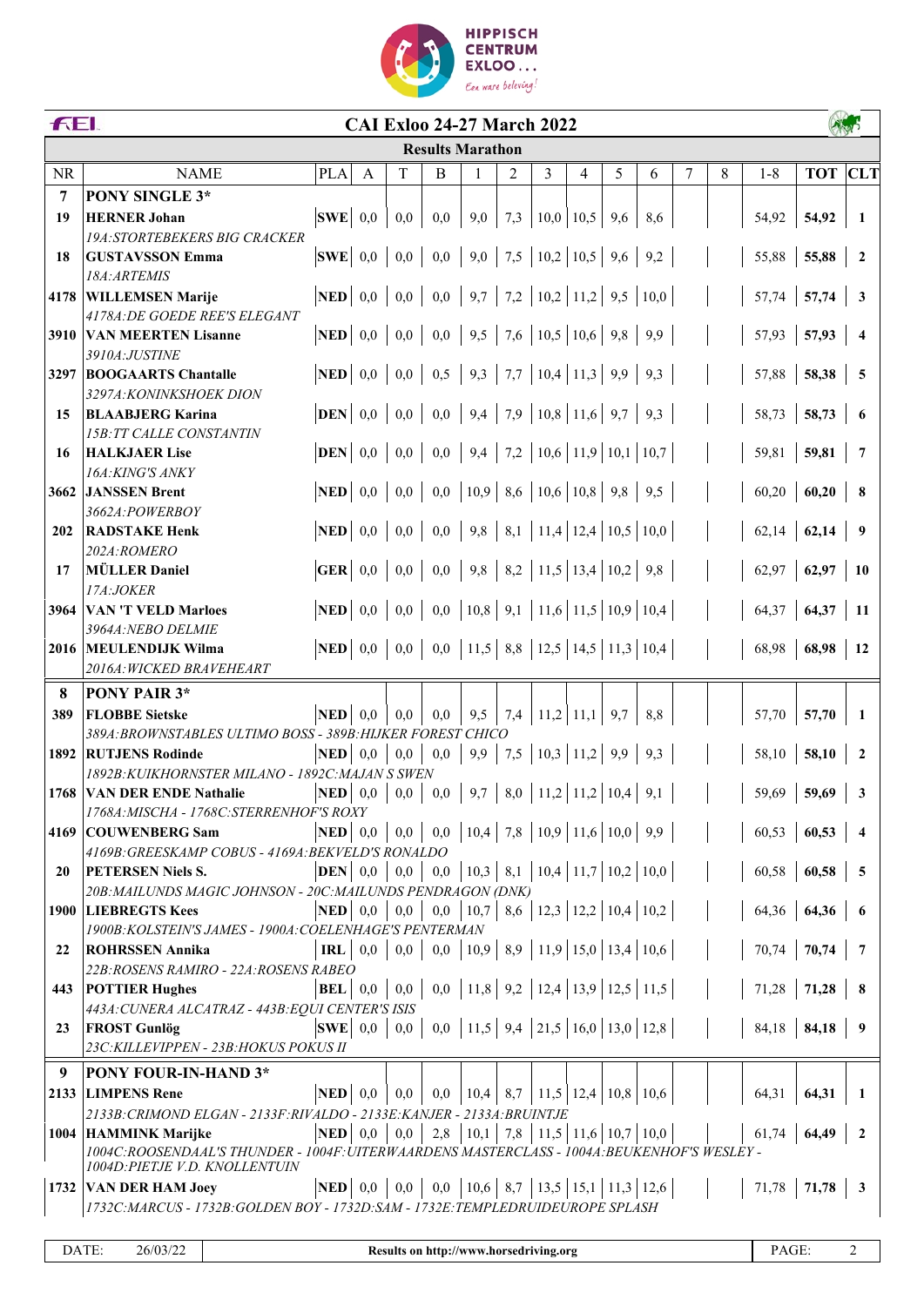# CAI Exloo 24-27 March 2022

## Results Marathon

| NR | NAME | PLA | A | T | B | 1 | 2 | 3 | 4 | 5 | 6 | 7 | 8 | 1-8 | TOT | CLT |
|---|---|---|---|---|---|---|---|---|---|---|---|---|---|---|---|---|
| **7** | **PONY SINGLE 3*** | | | | | | | | | | | | | | | |
| **19** | **HERNER Johan** | **SWE** | 0,0 | 0,0 | 0,0 | 9,0 | 7,3 | 10,0 | 10,5 | 9,6 | 8,6 | | | 54,92 | **54,92** | **1** |
| | *19A:STORTEBEKERS BIG CRACKER* | | | | | | | | | | | | | | | |
| **18** | **GUSTAVSSON Emma** | **SWE** | 0,0 | 0,0 | 0,0 | 9,0 | 7,5 | 10,2 | 10,5 | 9,6 | 9,2 | | | 55,88 | **55,88** | **2** |
| | *18A:ARTEMIS* | | | | | | | | | | | | | | | |
| **4178** | **WILLEMSEN Marije** | **NED** | 0,0 | 0,0 | 0,0 | 9,7 | 7,2 | 10,2 | 11,2 | 9,5 | 10,0 | | | 57,74 | **57,74** | **3** |
| | *4178A:DE GOEDE REE'S ELEGANT* | | | | | | | | | | | | | | | |
| **3910** | **VAN MEERTEN Lisanne** | **NED** | 0,0 | 0,0 | 0,0 | 9,5 | 7,6 | 10,5 | 10,6 | 9,8 | 9,9 | | | 57,93 | **57,93** | **4** |
| | *3910A:JUSTINE* | | | | | | | | | | | | | | | |
| **3297** | **BOOGAARTS Chantalle** | **NED** | 0,0 | 0,0 | 0,5 | 9,3 | 7,7 | 10,4 | 11,3 | 9,9 | 9,3 | | | 57,88 | **58,38** | **5** |
| | *3297A:KONINKSHOEK DION* | | | | | | | | | | | | | | | |
| **15** | **BLAABJERG Karina** | **DEN** | 0,0 | 0,0 | 0,0 | 9,4 | 7,9 | 10,8 | 11,6 | 9,7 | 9,3 | | | 58,73 | **58,73** | **6** |
| | *15B:TT CALLE CONSTANTIN* | | | | | | | | | | | | | | | |
| **16** | **HALKJAER Lise** | **DEN** | 0,0 | 0,0 | 0,0 | 9,4 | 7,2 | 10,6 | 11,9 | 10,1 | 10,7 | | | 59,81 | **59,81** | **7** |
| | *16A:KING'S ANKY* | | | | | | | | | | | | | | | |
| **3662** | **JANSSEN Brent** | **NED** | 0,0 | 0,0 | 0,0 | 10,9 | 8,6 | 10,6 | 10,8 | 9,8 | 9,5 | | | 60,20 | **60,20** | **8** |
| | *3662A:POWERBOY* | | | | | | | | | | | | | | | |
| **202** | **RADSTAKE Henk** | **NED** | 0,0 | 0,0 | 0,0 | 9,8 | 8,1 | 11,4 | 12,4 | 10,5 | 10,0 | | | 62,14 | **62,14** | **9** |
| | *202A:ROMERO* | | | | | | | | | | | | | | | |
| **17** | **MÜLLER Daniel** | **GER** | 0,0 | 0,0 | 0,0 | 9,8 | 8,2 | 11,5 | 13,4 | 10,2 | 9,8 | | | 62,97 | **62,97** | **10** |
| | *17A:JOKER* | | | | | | | | | | | | | | | |
| **3964** | **VAN 'T VELD Marloes** | **NED** | 0,0 | 0,0 | 0,0 | 10,8 | 9,1 | 11,6 | 11,5 | 10,9 | 10,4 | | | 64,37 | **64,37** | **11** |
| | *3964A:NEBO DELMIE* | | | | | | | | | | | | | | | |
| **2016** | **MEULENDIJK Wilma** | **NED** | 0,0 | 0,0 | 0,0 | 11,5 | 8,8 | 12,5 | 14,5 | 11,3 | 10,4 | | | 68,98 | **68,98** | **12** |
| | *2016A:WICKED BRAVEHEART* | | | | | | | | | | | | | | | |
| **8** | **PONY PAIR 3*** | | | | | | | | | | | | | | | |
| **389** | **FLOBBE Sietske** | **NED** | 0,0 | 0,0 | 0,0 | 9,5 | 7,4 | 11,2 | 11,1 | 9,7 | 8,8 | | | 57,70 | **57,70** | **1** |
| | *389A:BROWNSTABLES ULTIMO BOSS - 389B:HIJKER FOREST CHICO* | | | | | | | | | | | | | | | |
| **1892** | **RUTJENS Rodinde** | **NED** | 0,0 | 0,0 | 0,0 | 9,9 | 7,5 | 10,3 | 11,2 | 9,9 | 9,3 | | | 58,10 | **58,10** | **2** |
| | *1892B:KUIKHORNSTER MILANO - 1892C:MAJAN S SWEN* | | | | | | | | | | | | | | | |
| **1768** | **VAN DER ENDE Nathalie** | **NED** | 0,0 | 0,0 | 0,0 | 9,7 | 8,0 | 11,2 | 11,2 | 10,4 | 9,1 | | | 59,69 | **59,69** | **3** |
| | *1768A:MISCHA - 1768C:STERRENHOF'S ROXY* | | | | | | | | | | | | | | | |
| **4169** | **COUWENBERG Sam** | **NED** | 0,0 | 0,0 | 0,0 | 10,4 | 7,8 | 10,9 | 11,6 | 10,0 | 9,9 | | | 60,53 | **60,53** | **4** |
| | *4169B:GREESKAMP COBUS - 4169A:BEKVELD'S RONALDO* | | | | | | | | | | | | | | | |
| **20** | **PETERSEN Niels S.** | **DEN** | 0,0 | 0,0 | 0,0 | 10,3 | 8,1 | 10,4 | 11,7 | 10,2 | 10,0 | | | 60,58 | **60,58** | **5** |
| | *20B:MAILUNDS MAGIC JOHNSON - 20C:MAILUNDS PENDRAGON (DNK)* | | | | | | | | | | | | | | | |
| **1900** | **LIEBREGTS Kees** | **NED** | 0,0 | 0,0 | 0,0 | 10,7 | 8,6 | 12,3 | 12,2 | 10,4 | 10,2 | | | 64,36 | **64,36** | **6** |
| | *1900B:KOLSTEIN'S JAMES - 1900A:COELENHAGE'S PENTERMAN* | | | | | | | | | | | | | | | |
| **22** | **ROHRSSEN Annika** | **IRL** | 0,0 | 0,0 | 0,0 | 10,9 | 8,9 | 11,9 | 15,0 | 13,4 | 10,6 | | | 70,74 | **70,74** | **7** |
| | *22B:ROSENS RAMIRO - 22A:ROSENS RABEO* | | | | | | | | | | | | | | | |
| **443** | **POTTIER Hughes** | **BEL** | 0,0 | 0,0 | 0,0 | 11,8 | 9,2 | 12,4 | 13,9 | 12,5 | 11,5 | | | 71,28 | **71,28** | **8** |
| | *443A:CUNERA ALCATRAZ - 443B:EQUI CENTER'S ISIS* | | | | | | | | | | | | | | | |
| **23** | **FROST Gunlög** | **SWE** | 0,0 | 0,0 | 0,0 | 11,5 | 9,4 | 21,5 | 16,0 | 13,0 | 12,8 | | | 84,18 | **84,18** | **9** |
| | *23C:KILLEVIPPEN - 23B:HOKUS POKUS II* | | | | | | | | | | | | | | | |
| **9** | **PONY FOUR-IN-HAND 3*** | | | | | | | | | | | | | | | |
| **2133** | **LIMPENS Rene** | **NED** | 0,0 | 0,0 | 0,0 | 10,4 | 8,7 | 11,5 | 12,4 | 10,8 | 10,6 | | | 64,31 | **64,31** | **1** |
| | *2133B:CRIMOND ELGAN - 2133F:RIVALDO - 2133E:KANJER - 2133A:BRUINTJE* | | | | | | | | | | | | | | | |
| **1004** | **HAMMINK Marijke** | **NED** | 0,0 | 0,0 | 2,8 | 10,1 | 7,8 | 11,5 | 11,6 | 10,7 | 10,0 | | | 61,74 | **64,49** | **2** |
| | *1004C:ROOSENDAAL'S THUNDER - 1004F:UITERWAARDENS MASTERCLASS - 1004A:BEUKENHOF'S WESLEY - 1004D:PIETJE V.D. KNOLLENTUIN* | | | | | | | | | | | | | | | |
| **1732** | **VAN DER HAM Joey** | **NED** | 0,0 | 0,0 | 0,0 | 10,6 | 8,7 | 13,5 | 15,1 | 11,3 | 12,6 | | | 71,78 | **71,78** | **3** |
| | *1732C:MARCUS - 1732B:GOLDEN BOY - 1732D:SAM - 1732E:TEMPLEDRUIDEUROPE SPLASH* | | | | | | | | | | | | | | | |

DATE: 26/03/22 — Results on http://www.horsedriving.org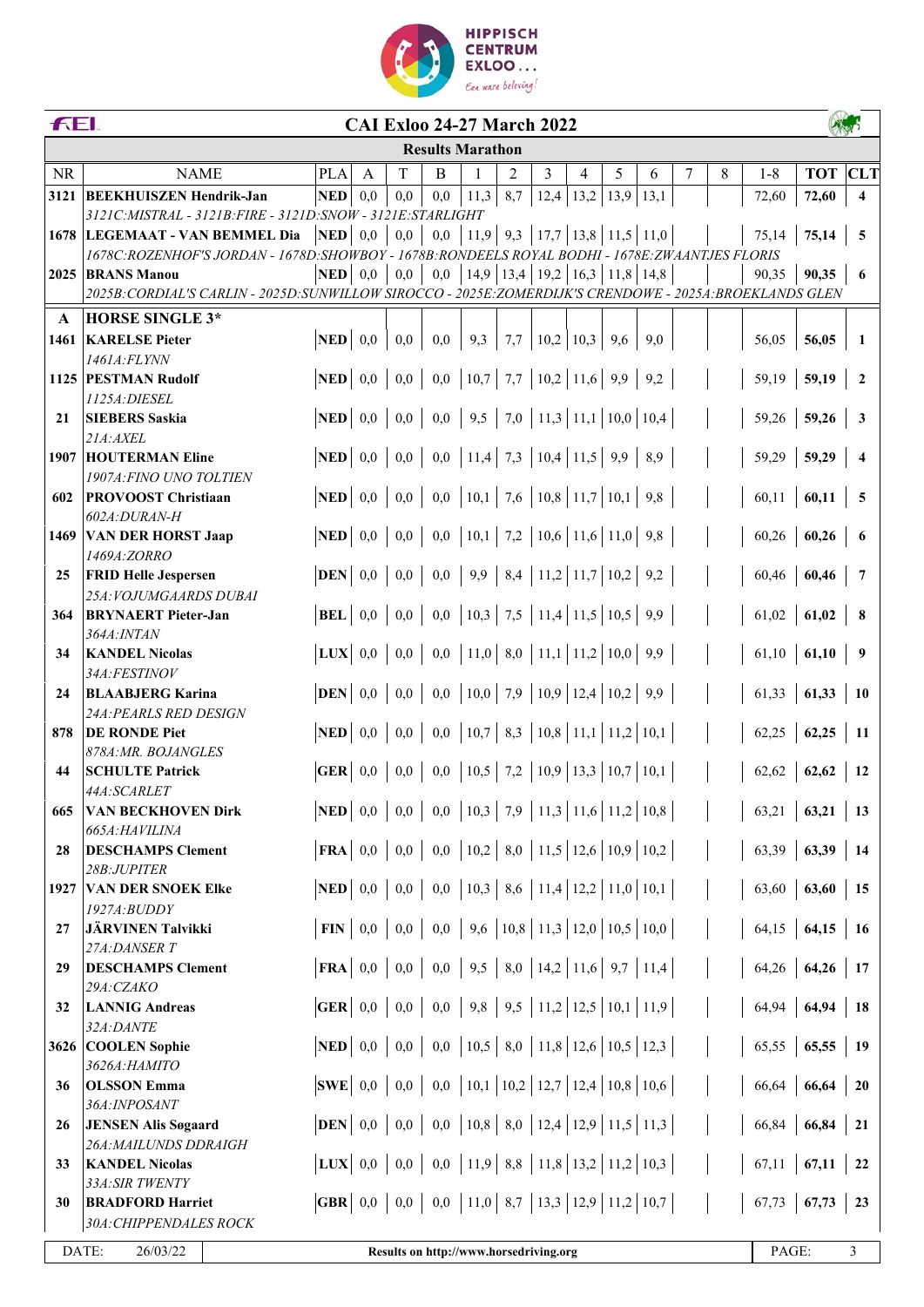# CAI Exloo 24-27 March 2022

## Results Marathon

| NR | NAME | PLA | A | T | B | 1 | 2 | 3 | 4 | 5 | 6 | 7 | 8 | 1-8 | TOT | CLT |
|---|---|---|---|---|---|---|---|---|---|---|---|---|---|---|---|---|
| 3121 | **BEEKHUISZEN Hendrik-Jan** | NED | 0,0 | 0,0 | 0,0 | 11,3 | 8,7 | 12,4 | 13,2 | 13,9 | 13,1 | | | 72,60 | **72,60** | **4** |
| | *3121C:MISTRAL - 3121B:FIRE - 3121D:SNOW - 3121E:STARLIGHT* | | | | | | | | | | | | | | | |
| 1678 | **LEGEMAAT - VAN BEMMEL Dia** | NED | 0,0 | 0,0 | 0,0 | 11,9 | 9,3 | 17,7 | 13,8 | 11,5 | 11,0 | | | 75,14 | **75,14** | **5** |
| | *1678C:ROZENHOF'S JORDAN - 1678D:SHOWBOY - 1678B:RONDEELS ROYAL BODHI - 1678E:ZWAANTJES FLORIS* | | | | | | | | | | | | | | | |
| 2025 | **BRANS Manou** | NED | 0,0 | 0,0 | 0,0 | 14,9 | 13,4 | 19,2 | 16,3 | 11,8 | 14,8 | | | 90,35 | **90,35** | **6** |
| | *2025B:CORDIAL'S CARLIN - 2025D:SUNWILLOW SIROCCO - 2025E:ZOMERDIJK'S CRENDOWE - 2025A:BROEKLANDS GLEN* | | | | | | | | | | | | | | | |
| **A** | **HORSE SINGLE 3\*** | | | | | | | | | | | | | | | |
| 1461 | **KARELSE Pieter** | NED | 0,0 | 0,0 | 0,0 | 9,3 | 7,7 | 10,2 | 10,3 | 9,6 | 9,0 | | | 56,05 | **56,05** | **1** |
| | *1461A:FLYNN* | | | | | | | | | | | | | | | |
| 1125 | **PESTMAN Rudolf** | NED | 0,0 | 0,0 | 0,0 | 10,7 | 7,7 | 10,2 | 11,6 | 9,9 | 9,2 | | | 59,19 | **59,19** | **2** |
| | *1125A:DIESEL* | | | | | | | | | | | | | | | |
| 21 | **SIEBERS Saskia** | NED | 0,0 | 0,0 | 0,0 | 9,5 | 7,0 | 11,3 | 11,1 | 10,0 | 10,4 | | | 59,26 | **59,26** | **3** |
| | *21A:AXEL* | | | | | | | | | | | | | | | |
| 1907 | **HOUTERMAN Eline** | NED | 0,0 | 0,0 | 0,0 | 11,4 | 7,3 | 10,4 | 11,5 | 9,9 | 8,9 | | | 59,29 | **59,29** | **4** |
| | *1907A:FINO UNO TOLTIEN* | | | | | | | | | | | | | | | |
| 602 | **PROVOOST Christiaan** | NED | 0,0 | 0,0 | 0,0 | 10,1 | 7,6 | 10,8 | 11,7 | 10,1 | 9,8 | | | 60,11 | **60,11** | **5** |
| | *602A:DURAN-H* | | | | | | | | | | | | | | | |
| 1469 | **VAN DER HORST Jaap** | NED | 0,0 | 0,0 | 0,0 | 10,1 | 7,2 | 10,6 | 11,6 | 11,0 | 9,8 | | | 60,26 | **60,26** | **6** |
| | *1469A:ZORRO* | | | | | | | | | | | | | | | |
| 25 | **FRID Helle Jespersen** | DEN | 0,0 | 0,0 | 0,0 | 9,9 | 8,4 | 11,2 | 11,7 | 10,2 | 9,2 | | | 60,46 | **60,46** | **7** |
| | *25A:VOJUMGAARDS DUBAI* | | | | | | | | | | | | | | | |
| 364 | **BRYNAERT Pieter-Jan** | BEL | 0,0 | 0,0 | 0,0 | 10,3 | 7,5 | 11,4 | 11,5 | 10,5 | 9,9 | | | 61,02 | **61,02** | **8** |
| | *364A:INTAN* | | | | | | | | | | | | | | | |
| 34 | **KANDEL Nicolas** | LUX | 0,0 | 0,0 | 0,0 | 11,0 | 8,0 | 11,1 | 11,2 | 10,0 | 9,9 | | | 61,10 | **61,10** | **9** |
| | *34A:FESTINOV* | | | | | | | | | | | | | | | |
| 24 | **BLAABJERG Karina** | DEN | 0,0 | 0,0 | 0,0 | 10,0 | 7,9 | 10,9 | 12,4 | 10,2 | 9,9 | | | 61,33 | **61,33** | **10** |
| | *24A:PEARLS RED DESIGN* | | | | | | | | | | | | | | | |
| 878 | **DE RONDE Piet** | NED | 0,0 | 0,0 | 0,0 | 10,7 | 8,3 | 10,8 | 11,1 | 11,2 | 10,1 | | | 62,25 | **62,25** | **11** |
| | *878A:MR. BOJANGLES* | | | | | | | | | | | | | | | |
| 44 | **SCHULTE Patrick** | GER | 0,0 | 0,0 | 0,0 | 10,5 | 7,2 | 10,9 | 13,3 | 10,7 | 10,1 | | | 62,62 | **62,62** | **12** |
| | *44A:SCARLET* | | | | | | | | | | | | | | | |
| 665 | **VAN BECKHOVEN Dirk** | NED | 0,0 | 0,0 | 0,0 | 10,3 | 7,9 | 11,3 | 11,6 | 11,2 | 10,8 | | | 63,21 | **63,21** | **13** |
| | *665A:HAVILINA* | | | | | | | | | | | | | | | |
| 28 | **DESCHAMPS Clement** | FRA | 0,0 | 0,0 | 0,0 | 10,2 | 8,0 | 11,5 | 12,6 | 10,9 | 10,2 | | | 63,39 | **63,39** | **14** |
| | *28B:JUPITER* | | | | | | | | | | | | | | | |
| 1927 | **VAN DER SNOEK Elke** | NED | 0,0 | 0,0 | 0,0 | 10,3 | 8,6 | 11,4 | 12,2 | 11,0 | 10,1 | | | 63,60 | **63,60** | **15** |
| | *1927A:BUDDY* | | | | | | | | | | | | | | | |
| 27 | **JÄRVINEN Talvikki** | FIN | 0,0 | 0,0 | 0,0 | 9,6 | 10,8 | 11,3 | 12,0 | 10,5 | 10,0 | | | 64,15 | **64,15** | **16** |
| | *27A:DANSER T* | | | | | | | | | | | | | | | |
| 29 | **DESCHAMPS Clement** | FRA | 0,0 | 0,0 | 0,0 | 9,5 | 8,0 | 14,2 | 11,6 | 9,7 | 11,4 | | | 64,26 | **64,26** | **17** |
| | *29A:CZAKO* | | | | | | | | | | | | | | | |
| 32 | **LANNIG Andreas** | GER | 0,0 | 0,0 | 0,0 | 9,8 | 9,5 | 11,2 | 12,5 | 10,1 | 11,9 | | | 64,94 | **64,94** | **18** |
| | *32A:DANTE* | | | | | | | | | | | | | | | |
| 3626 | **COOLEN Sophie** | NED | 0,0 | 0,0 | 0,0 | 10,5 | 8,0 | 11,8 | 12,6 | 10,5 | 12,3 | | | 65,55 | **65,55** | **19** |
| | *3626A:HAMITO* | | | | | | | | | | | | | | | |
| 36 | **OLSSON Emma** | SWE | 0,0 | 0,0 | 0,0 | 10,1 | 10,2 | 12,7 | 12,4 | 10,8 | 10,6 | | | 66,64 | **66,64** | **20** |
| | *36A:INPOSANT* | | | | | | | | | | | | | | | |
| 26 | **JENSEN Alis Søgaard** | DEN | 0,0 | 0,0 | 0,0 | 10,8 | 8,0 | 12,4 | 12,9 | 11,5 | 11,3 | | | 66,84 | **66,84** | **21** |
| | *26A:MAILUNDS DDRAIGH* | | | | | | | | | | | | | | | |
| 33 | **KANDEL Nicolas** | LUX | 0,0 | 0,0 | 0,0 | 11,9 | 8,8 | 11,8 | 13,2 | 11,2 | 10,3 | | | 67,11 | **67,11** | **22** |
| | *33A:SIR TWENTY* | | | | | | | | | | | | | | | |
| 30 | **BRADFORD Harriet** | GBR | 0,0 | 0,0 | 0,0 | 11,0 | 8,7 | 13,3 | 12,9 | 11,2 | 10,7 | | | 67,73 | **67,73** | **23** |
| | *30A:CHIPPENDALES ROCK* | | | | | | | | | | | | | | | |

DATE: 26/03/22 | **Results on http://www.horsedriving.org**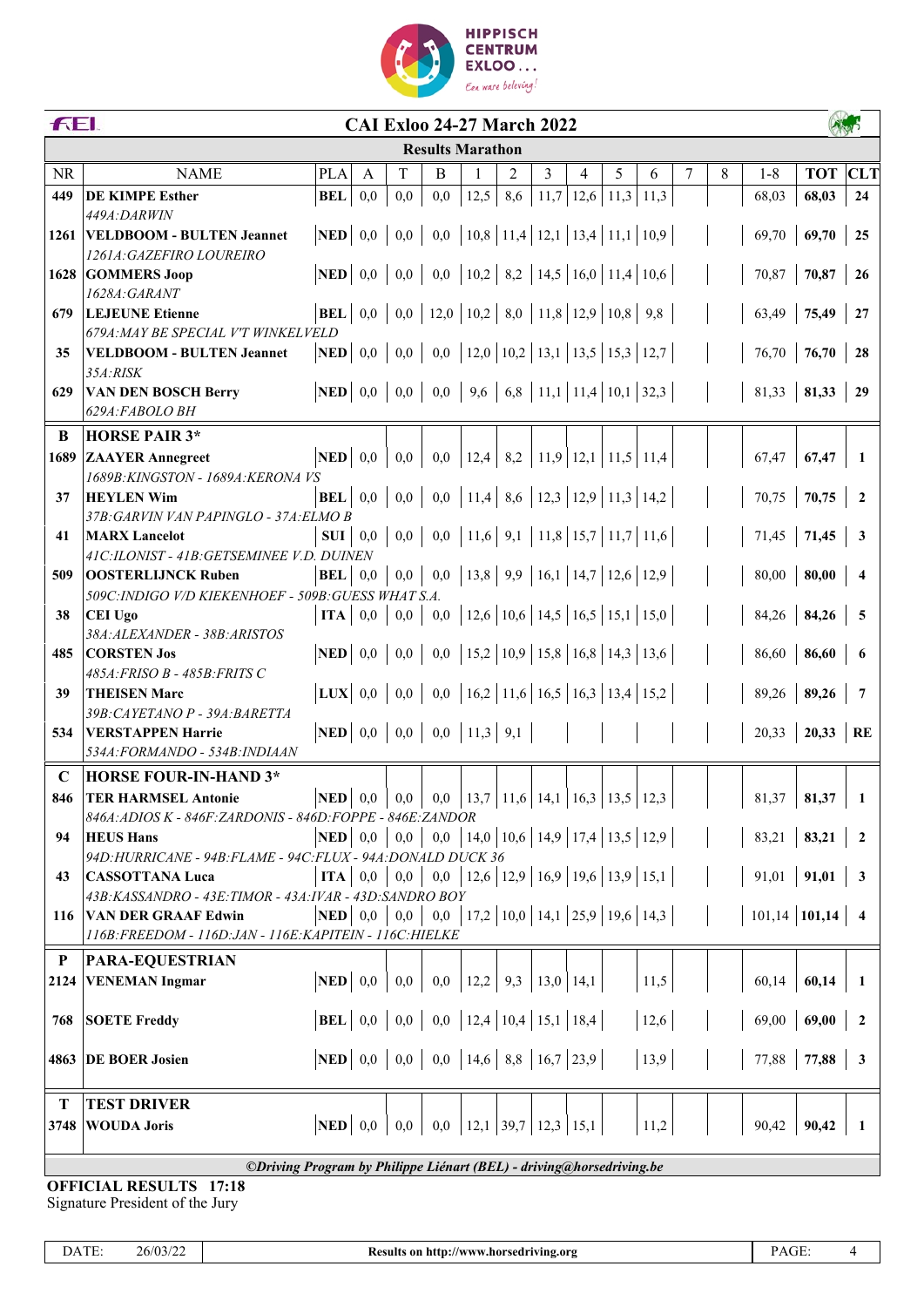# CAI Exloo 24-27 March 2022

## Results Marathon

| NR | NAME | PLA | A | T | B | 1 | 2 | 3 | 4 | 5 | 6 | 7 | 8 | 1-8 | TOT | CLT |
|---|---|---|---|---|---|---|---|---|---|---|---|---|---|---|---|---|
| 449 | **DE KIMPE Esther** | BEL | 0,0 | 0,0 | 0,0 | 12,5 | 8,6 | 11,7 | 12,6 | 11,3 | 11,3 | | | 68,03 | **68,03** | 24 |
| | *449A:DARWIN* | | | | | | | | | | | | | | | |
| 1261 | **VELDBOOM - BULTEN Jeannet** | NED | 0,0 | 0,0 | 0,0 | 10,8 | 11,4 | 12,1 | 13,4 | 11,1 | 10,9 | | | 69,70 | **69,70** | 25 |
| | *1261A:GAZEFIRO LOUREIRO* | | | | | | | | | | | | | | | |
| 1628 | **GOMMERS Joop** | NED | 0,0 | 0,0 | 0,0 | 10,2 | 8,2 | 14,5 | 16,0 | 11,4 | 10,6 | | | 70,87 | **70,87** | 26 |
| | *1628A:GARANT* | | | | | | | | | | | | | | | |
| 679 | **LEJEUNE Etienne** | BEL | 0,0 | 0,0 | 12,0 | 10,2 | 8,0 | 11,8 | 12,9 | 10,8 | 9,8 | | | 63,49 | **75,49** | 27 |
| | *679A:MAY BE SPECIAL V'T WINKELVELD* | | | | | | | | | | | | | | | |
| 35 | **VELDBOOM - BULTEN Jeannet** | NED | 0,0 | 0,0 | 0,0 | 12,0 | 10,2 | 13,1 | 13,5 | 15,3 | 12,7 | | | 76,70 | **76,70** | 28 |
| | *35A:RISK* | | | | | | | | | | | | | | | |
| 629 | **VAN DEN BOSCH Berry** | NED | 0,0 | 0,0 | 0,0 | 9,6 | 6,8 | 11,1 | 11,4 | 10,1 | 32,3 | | | 81,33 | **81,33** | 29 |
| | *629A:FABOLO BH* | | | | | | | | | | | | | | | |
| **B** | **HORSE PAIR 3\*** | | | | | | | | | | | | | | | |
| 1689 | **ZAAYER Annegreet** | NED | 0,0 | 0,0 | 0,0 | 12,4 | 8,2 | 11,9 | 12,1 | 11,5 | 11,4 | | | 67,47 | **67,47** | 1 |
| | *1689B:KINGSTON - 1689A:KERONA VS* | | | | | | | | | | | | | | | |
| 37 | **HEYLEN Wim** | BEL | 0,0 | 0,0 | 0,0 | 11,4 | 8,6 | 12,3 | 12,9 | 11,3 | 14,2 | | | 70,75 | **70,75** | 2 |
| | *37B:GARVIN VAN PAPINGLO - 37A:ELMO B* | | | | | | | | | | | | | | | |
| 41 | **MARX Lancelot** | SUI | 0,0 | 0,0 | 0,0 | 11,6 | 9,1 | 11,8 | 15,7 | 11,7 | 11,6 | | | 71,45 | **71,45** | 3 |
| | *41C:ILONIST - 41B:GETSEMINEE V.D. DUINEN* | | | | | | | | | | | | | | | |
| 509 | **OOSTERLIJNCK Ruben** | BEL | 0,0 | 0,0 | 0,0 | 13,8 | 9,9 | 16,1 | 14,7 | 12,6 | 12,9 | | | 80,00 | **80,00** | 4 |
| | *509C:INDIGO V/D KIEKENHOEF - 509B:GUESS WHAT S.A.* | | | | | | | | | | | | | | | |
| 38 | **CEI Ugo** | ITA | 0,0 | 0,0 | 0,0 | 12,6 | 10,6 | 14,5 | 16,5 | 15,1 | 15,0 | | | 84,26 | **84,26** | 5 |
| | *38A:ALEXANDER - 38B:ARISTOS* | | | | | | | | | | | | | | | |
| 485 | **CORSTEN Jos** | NED | 0,0 | 0,0 | 0,0 | 15,2 | 10,9 | 15,8 | 16,8 | 14,3 | 13,6 | | | 86,60 | **86,60** | 6 |
| | *485A:FRISO B - 485B:FRITS C* | | | | | | | | | | | | | | | |
| 39 | **THEISEN Marc** | LUX | 0,0 | 0,0 | 0,0 | 16,2 | 11,6 | 16,5 | 16,3 | 13,4 | 15,2 | | | 89,26 | **89,26** | 7 |
| | *39B:CAYETANO P - 39A:BARETTA* | | | | | | | | | | | | | | | |
| 534 | **VERSTAPPEN Harrie** | NED | 0,0 | 0,0 | 0,0 | 11,3 | 9,1 | | | | | | | 20,33 | **20,33** | RE |
| | *534A:FORMANDO - 534B:INDIAAN* | | | | | | | | | | | | | | | |
| **C** | **HORSE FOUR-IN-HAND 3\*** | | | | | | | | | | | | | | | |
| 846 | **TER HARMSEL Antonie** | NED | 0,0 | 0,0 | 0,0 | 13,7 | 11,6 | 14,1 | 16,3 | 13,5 | 12,3 | | | 81,37 | **81,37** | 1 |
| | *846A:ADIOS K - 846F:ZARDONIS - 846D:FOPPE - 846E:ZANDOR* | | | | | | | | | | | | | | | |
| 94 | **HEUS Hans** | NED | 0,0 | 0,0 | 0,0 | 14,0 | 10,6 | 14,9 | 17,4 | 13,5 | 12,9 | | | 83,21 | **83,21** | 2 |
| | *94D:HURRICANE - 94B:FLAME - 94C:FLUX - 94A:DONALD DUCK 36* | | | | | | | | | | | | | | | |
| 43 | **CASSOTTANA Luca** | ITA | 0,0 | 0,0 | 0,0 | 12,6 | 12,9 | 16,9 | 19,6 | 13,9 | 15,1 | | | 91,01 | **91,01** | 3 |
| | *43B:KASSANDRO - 43E:TIMOR - 43A:IVAR - 43D:SANDRO BOY* | | | | | | | | | | | | | | | |
| 116 | **VAN DER GRAAF Edwin** | NED | 0,0 | 0,0 | 0,0 | 17,2 | 10,0 | 14,1 | 25,9 | 19,6 | 14,3 | | | 101,14 | **101,14** | 4 |
| | *116B:FREEDOM - 116D:JAN - 116E:KAPITEIN - 116C:HIELKE* | | | | | | | | | | | | | | | |
| **P** | **PARA-EQUESTRIAN** | | | | | | | | | | | | | | | |
| 2124 | **VENEMAN Ingmar** | NED | 0,0 | 0,0 | 0,0 | 12,2 | 9,3 | 13,0 | 14,1 | | 11,5 | | | 60,14 | **60,14** | 1 |
| 768 | **SOETE Freddy** | BEL | 0,0 | 0,0 | 0,0 | 12,4 | 10,4 | 15,1 | 18,4 | | 12,6 | | | 69,00 | **69,00** | 2 |
| 4863 | **DE BOER Josien** | NED | 0,0 | 0,0 | 0,0 | 14,6 | 8,8 | 16,7 | 23,9 | | 13,9 | | | 77,88 | **77,88** | 3 |
| **T** | **TEST DRIVER** | | | | | | | | | | | | | | | |
| 3748 | **WOUDA Joris** | NED | 0,0 | 0,0 | 0,0 | 12,1 | 39,7 | 12,3 | 15,1 | | 11,2 | | | 90,42 | **90,42** | 1 |

***©Driving Program by Philippe Liénart (BEL) - driving@horsedriving.be***

**OFFICIAL RESULTS 17:18**

Signature President of the Jury